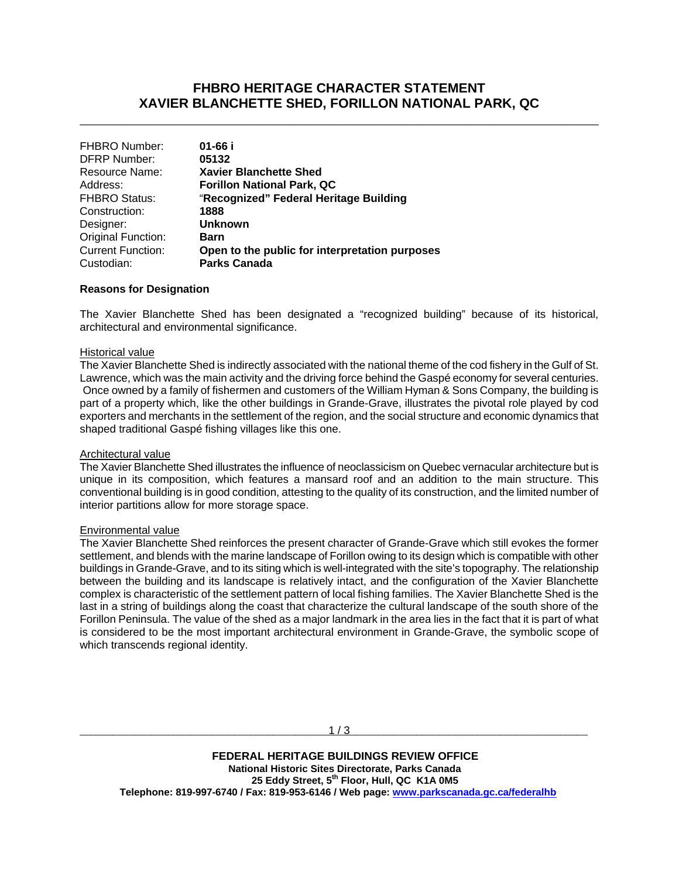# FHBRO HERITAGE CHARACTER STATEMENT
# XAVIER BLANCHETTE SHED, FORILLON NATIONAL PARK, QC

| | |
|---|---|
| FHBRO Number: | **01-66 i** |
| DFRP Number: | **05132** |
| Resource Name: | **Xavier Blanchette Shed** |
| Address: | **Forillon National Park, QC** |
| FHBRO Status: | “**Recognized” Federal Heritage Building** |
| Construction: | **1888** |
| Designer: | **Unknown** |
| Original Function: | **Barn** |
| Current Function: | **Open to the public for interpretation purposes** |
| Custodian: | **Parks Canada** |

**Reasons for Designation**

The Xavier Blanchette Shed has been designated a “recognized building” because of its historical, architectural and environmental significance.

Historical value

The Xavier Blanchette Shed is indirectly associated with the national theme of the cod fishery in the Gulf of St. Lawrence, which was the main activity and the driving force behind the Gaspé economy for several centuries. Once owned by a family of fishermen and customers of the William Hyman & Sons Company, the building is part of a property which, like the other buildings in Grande-Grave, illustrates the pivotal role played by cod exporters and merchants in the settlement of the region, and the social structure and economic dynamics that shaped traditional Gaspé fishing villages like this one.

Architectural value

The Xavier Blanchette Shed illustrates the influence of neoclassicism on Quebec vernacular architecture but is unique in its composition, which features a mansard roof and an addition to the main structure. This conventional building is in good condition, attesting to the quality of its construction, and the limited number of interior partitions allow for more storage space.

Environmental value

The Xavier Blanchette Shed reinforces the present character of Grande-Grave which still evokes the former settlement, and blends with the marine landscape of Forillon owing to its design which is compatible with other buildings in Grande-Grave, and to its siting which is well-integrated with the site’s topography. The relationship between the building and its landscape is relatively intact, and the configuration of the Xavier Blanchette complex is characteristic of the settlement pattern of local fishing families. The Xavier Blanchette Shed is the last in a string of buildings along the coast that characterize the cultural landscape of the south shore of the Forillon Peninsula. The value of the shed as a major landmark in the area lies in the fact that it is part of what is considered to be the most important architectural environment in Grande-Grave, the symbolic scope of which transcends regional identity.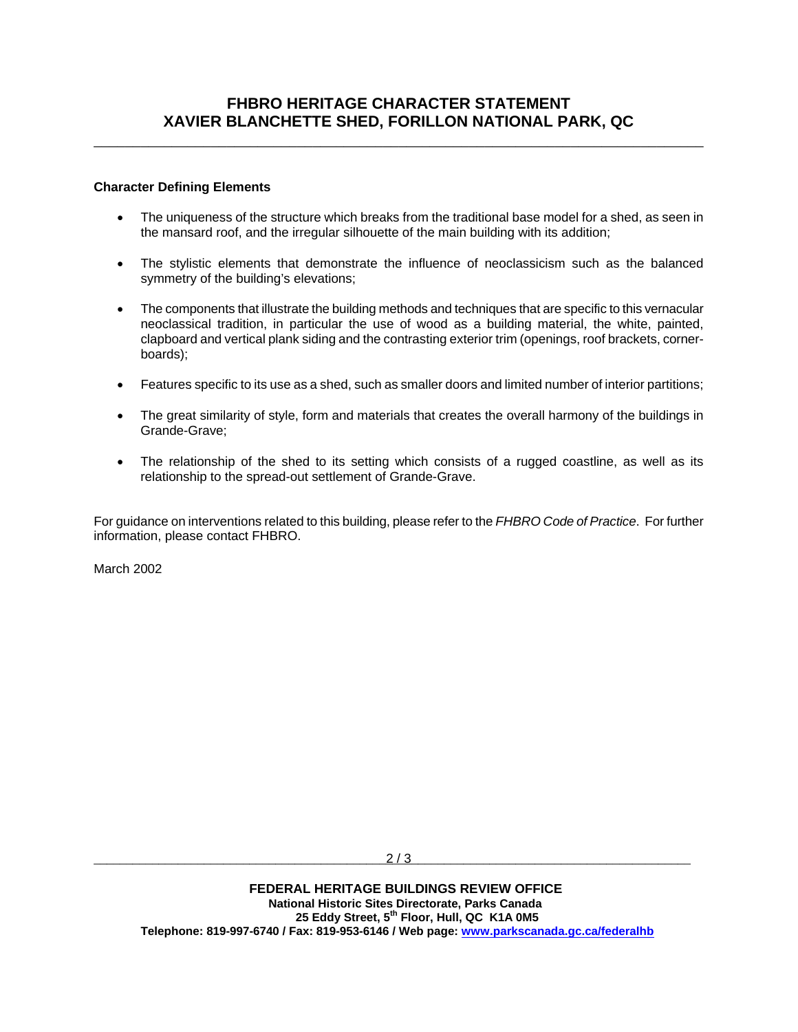**Character Defining Elements**

- The uniqueness of the structure which breaks from the traditional base model for a shed, as seen in the mansard roof, and the irregular silhouette of the main building with its addition;
- The stylistic elements that demonstrate the influence of neoclassicism such as the balanced symmetry of the building's elevations;
- The components that illustrate the building methods and techniques that are specific to this vernacular neoclassical tradition, in particular the use of wood as a building material, the white, painted, clapboard and vertical plank siding and the contrasting exterior trim (openings, roof brackets, corner-boards);
- Features specific to its use as a shed, such as smaller doors and limited number of interior partitions;
- The great similarity of style, form and materials that creates the overall harmony of the buildings in Grande-Grave;
- The relationship of the shed to its setting which consists of a rugged coastline, as well as its relationship to the spread-out settlement of Grande-Grave.

For guidance on interventions related to this building, please refer to the *FHBRO Code of Practice*. For further information, please contact FHBRO.

March 2002